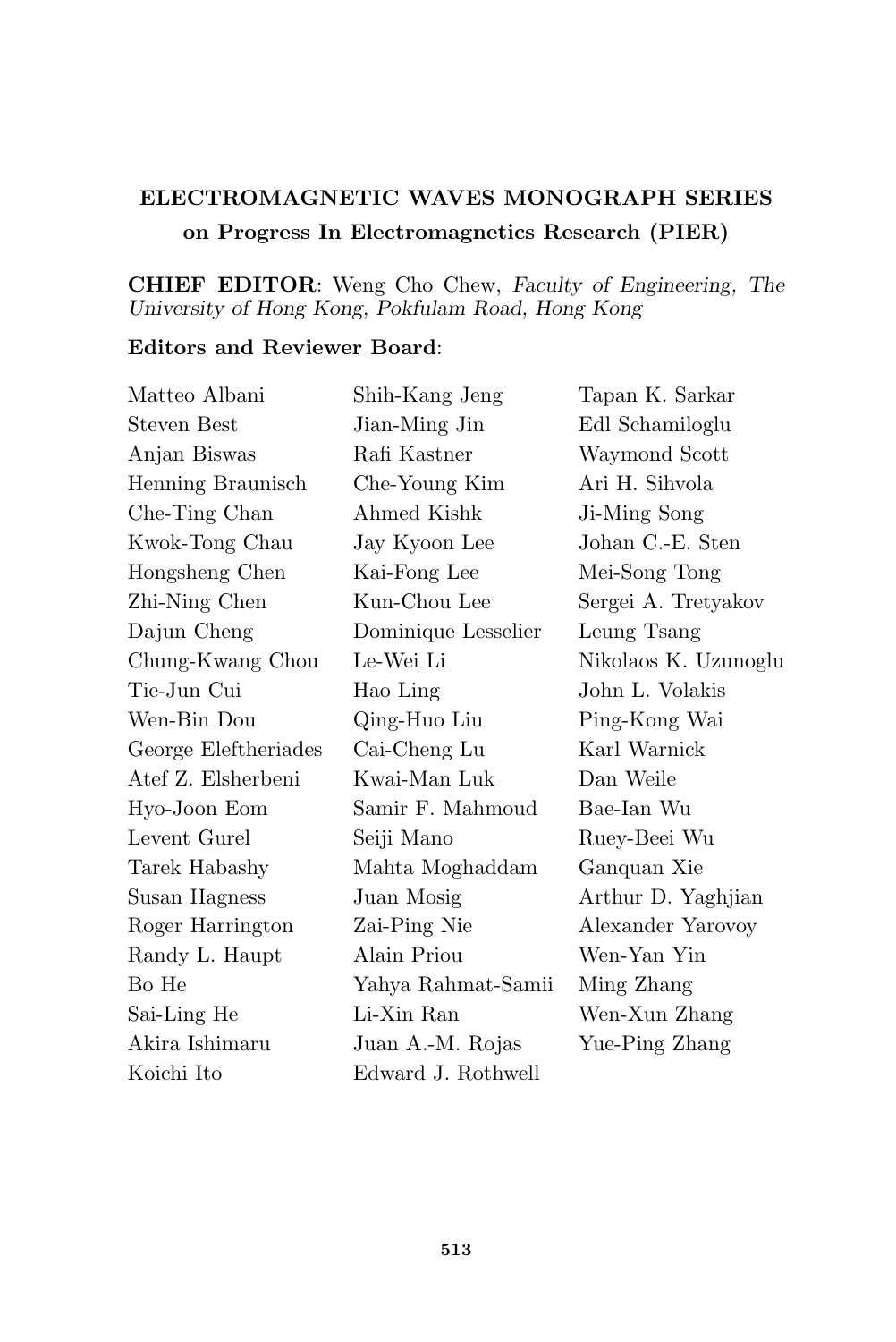**ELECTROMAGNETIC WAVES MONOGRAPH SERIES**
**on Progress In Electromagnetics Research (PIER)**

**CHIEF EDITOR**: Weng Cho Chew, *Faculty of Engineering, The University of Hong Kong, Pokfulam Road, Hong Kong*

**Editors and Reviewer Board**:

Matteo Albani
Steven Best
Anjan Biswas
Henning Braunisch
Che-Ting Chan
Kwok-Tong Chau
Hongsheng Chen
Zhi-Ning Chen
Dajun Cheng
Chung-Kwang Chou
Tie-Jun Cui
Wen-Bin Dou
George Eleftheriades
Atef Z. Elsherbeni
Hyo-Joon Eom
Levent Gurel
Tarek Habashy
Susan Hagness
Roger Harrington
Randy L. Haupt
Bo He
Sai-Ling He
Akira Ishimaru
Koichi Ito
Shih-Kang Jeng
Jian-Ming Jin
Rafi Kastner
Che-Young Kim
Ahmed Kishk
Jay Kyoon Lee
Kai-Fong Lee
Kun-Chou Lee
Dominique Lesselier
Le-Wei Li
Hao Ling
Qing-Huo Liu
Cai-Cheng Lu
Kwai-Man Luk
Samir F. Mahmoud
Seiji Mano
Mahta Moghaddam
Juan Mosig
Zai-Ping Nie
Alain Priou
Yahya Rahmat-Samii
Li-Xin Ran
Juan A.-M. Rojas
Edward J. Rothwell
Tapan K. Sarkar
Edl Schamiloglu
Waymond Scott
Ari H. Sihvola
Ji-Ming Song
Johan C.-E. Sten
Mei-Song Tong
Sergei A. Tretyakov
Leung Tsang
Nikolaos K. Uzunoglu
John L. Volakis
Ping-Kong Wai
Karl Warnick
Dan Weile
Bae-Ian Wu
Ruey-Beei Wu
Ganquan Xie
Arthur D. Yaghjian
Alexander Yarovoy
Wen-Yan Yin
Ming Zhang
Wen-Xun Zhang
Yue-Ping Zhang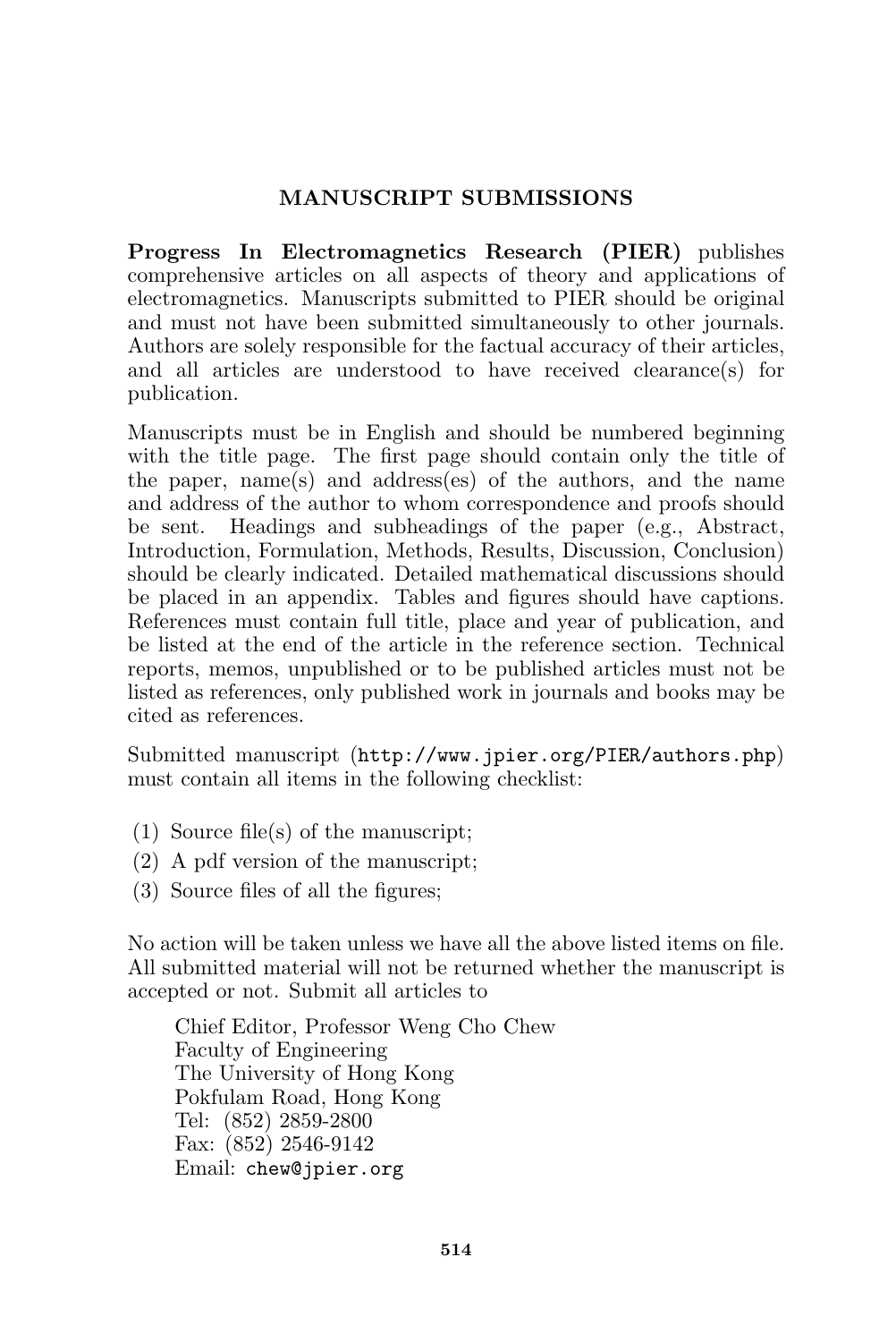# MANUSCRIPT SUBMISSIONS

**Progress In Electromagnetics Research (PIER)** publishes comprehensive articles on all aspects of theory and applications of electromagnetics. Manuscripts submitted to PIER should be original and must not have been submitted simultaneously to other journals. Authors are solely responsible for the factual accuracy of their articles, and all articles are understood to have received clearance(s) for publication.

Manuscripts must be in English and should be numbered beginning with the title page. The first page should contain only the title of the paper, name(s) and address(es) of the authors, and the name and address of the author to whom correspondence and proofs should be sent. Headings and subheadings of the paper (e.g., Abstract, Introduction, Formulation, Methods, Results, Discussion, Conclusion) should be clearly indicated. Detailed mathematical discussions should be placed in an appendix. Tables and figures should have captions. References must contain full title, place and year of publication, and be listed at the end of the article in the reference section. Technical reports, memos, unpublished or to be published articles must not be listed as references, only published work in journals and books may be cited as references.

Submitted manuscript (`http://www.jpier.org/PIER/authors.php`) must contain all items in the following checklist:

(1) Source file(s) of the manuscript;
(2) A pdf version of the manuscript;
(3) Source files of all the figures;

No action will be taken unless we have all the above listed items on file. All submitted material will not be returned whether the manuscript is accepted or not. Submit all articles to

Chief Editor, Professor Weng Cho Chew
Faculty of Engineering
The University of Hong Kong
Pokfulam Road, Hong Kong
Tel: (852) 2859-2800
Fax: (852) 2546-9142
Email: `chew@jpier.org`